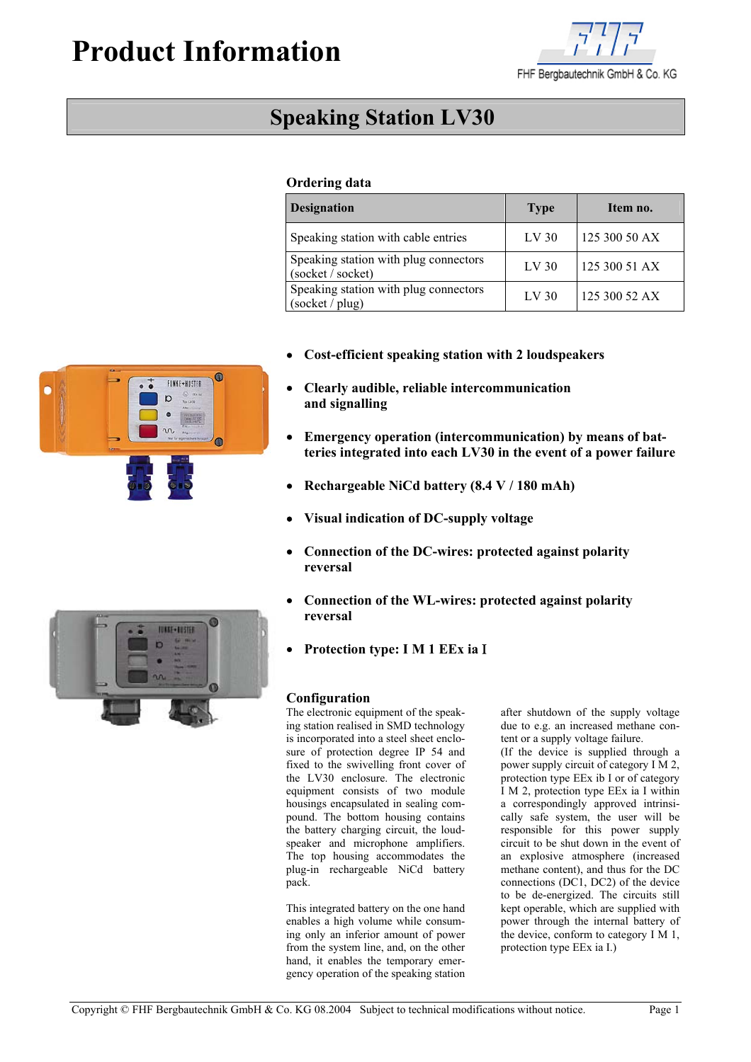# Product Information

FHF Bergbautechnik GmbH & Co. KG

## Speaking Station LV30

### Ordering data

| Designation | Type | Item no. |
|---|---|---|
| Speaking station with cable entries | LV 30 | 125 300 50 AX |
| Speaking station with plug connectors (socket / socket) | LV 30 | 125 300 51 AX |
| Speaking station with plug connectors (socket / plug) | LV 30 | 125 300 52 AX |

- **Cost-efficient speaking station with 2 loudspeakers**
- **Clearly audible, reliable intercommunication and signalling**
- **Emergency operation (intercommunication) by means of batteries integrated into each LV30 in the event of a power failure**
- **Rechargeable NiCd battery (8.4 V / 180 mAh)**
- **Visual indication of DC-supply voltage**
- **Connection of the DC-wires: protected against polarity reversal**
- **Connection of the WL-wires: protected against polarity reversal**
- **Protection type: I M 1 EEx ia I**

### Configuration

The electronic equipment of the speaking station realised in SMD technology is incorporated into a steel sheet enclosure of protection degree IP 54 and fixed to the swivelling front cover of the LV30 enclosure. The electronic equipment consists of two module housings encapsulated in sealing compound. The bottom housing contains the battery charging circuit, the loudspeaker and microphone amplifiers. The top housing accommodates the plug-in rechargeable NiCd battery pack.

This integrated battery on the one hand enables a high volume while consuming only an inferior amount of power from the system line, and, on the other hand, it enables the temporary emergency operation of the speaking station after shutdown of the supply voltage due to e.g. an increased methane content or a supply voltage failure.

(If the device is supplied through a power supply circuit of category I M 2, protection type EEx ib I or of category I M 2, protection type EEx ia I within a correspondingly approved intrinsically safe system, the user will be responsible for this power supply circuit to be shut down in the event of an explosive atmosphere (increased methane content), and thus for the DC connections (DC1, DC2) of the device to be de-energized. The circuits still kept operable, which are supplied with power through the internal battery of the device, conform to category I M 1, protection type EEx ia I.)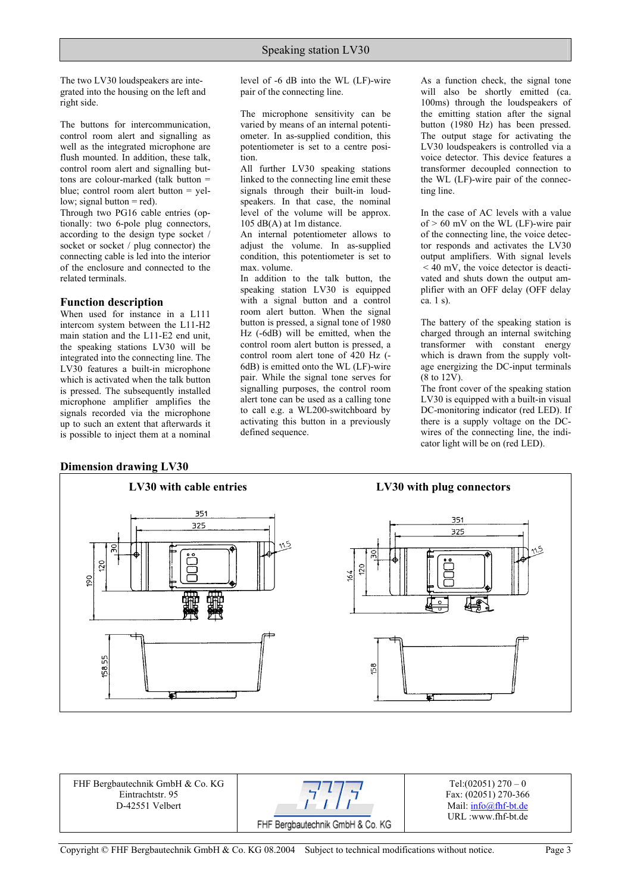The two LV30 loudspeakers are integrated into the housing on the left and right side.

The buttons for intercommunication, control room alert and signalling as well as the integrated microphone are flush mounted. In addition, these talk, control room alert and signalling buttons are colour-marked (talk button = blue; control room alert button = yellow; signal button = red).

Through two PG16 cable entries (optionally: two 6-pole plug connectors, according to the design type socket / socket or socket / plug connector) the connecting cable is led into the interior of the enclosure and connected to the related terminals.

## Function description

When used for instance in a L111 intercom system between the L11-H2 main station and the L11-E2 end unit, the speaking stations LV30 will be integrated into the connecting line. The LV30 features a built-in microphone which is activated when the talk button is pressed. The subsequently installed microphone amplifier amplifies the signals recorded via the microphone up to such an extent that afterwards it is possible to inject them at a nominal level of -6 dB into the WL (LF)-wire pair of the connecting line.

The microphone sensitivity can be varied by means of an internal potentiometer. In as-supplied condition, this potentiometer is set to a centre position.

All further LV30 speaking stations linked to the connecting line emit these signals through their built-in loudspeakers. In that case, the nominal level of the volume will be approx. 105 dB(A) at 1m distance.

An internal potentiometer allows to adjust the volume. In as-supplied condition, this potentiometer is set to max. volume.

In addition to the talk button, the speaking station LV30 is equipped with a signal button and a control room alert button. When the signal button is pressed, a signal tone of 1980 Hz (-6dB) will be emitted, when the control room alert button is pressed, a control room alert tone of 420 Hz (-6dB) is emitted onto the WL (LF)-wire pair. While the signal tone serves for signalling purposes, the control room alert tone can be used as a calling tone to call e.g. a WL200-switchboard by activating this button in a previously defined sequence.

As a function check, the signal tone will also be shortly emitted (ca. 100ms) through the loudspeakers of the emitting station after the signal button (1980 Hz) has been pressed. The output stage for activating the LV30 loudspeakers is controlled via a voice detector. This device features a transformer decoupled connection to the WL (LF)-wire pair of the connecting line.

In the case of AC levels with a value of > 60 mV on the WL (LF)-wire pair of the connecting line, the voice detector responds and activates the LV30 output amplifiers. With signal levels < 40 mV, the voice detector is deactivated and shuts down the output amplifier with an OFF delay (OFF delay ca. 1 s).

The battery of the speaking station is charged through an internal switching transformer with constant energy which is drawn from the supply voltage energizing the DC-input terminals (8 to 12V).

The front cover of the speaking station LV30 is equipped with a built-in visual DC-monitoring indicator (red LED). If there is a supply voltage on the DC-wires of the connecting line, the indicator light will be on (red LED).

## Dimension drawing LV30

**LV30 with cable entries**

351
325
30
120
190
11.5
158.55

**LV30 with plug connectors**

351
325
30
120
164
11.5
158

| | | |
|---|---|---|
| FHF Bergbautechnik GmbH & Co. KG<br>Eintrachtstr. 95<br>D-42551 Velbert | FHF Bergbautechnik GmbH & Co. KG | Tel:(02051) 270 – 0<br>Fax: (02051) 270-366<br>Mail: info@fhf-bt.de<br>URL :www.fhf-bt.de |

Copyright © FHF Bergbautechnik GmbH & Co. KG 08.2004 Subject to technical modifications without notice.